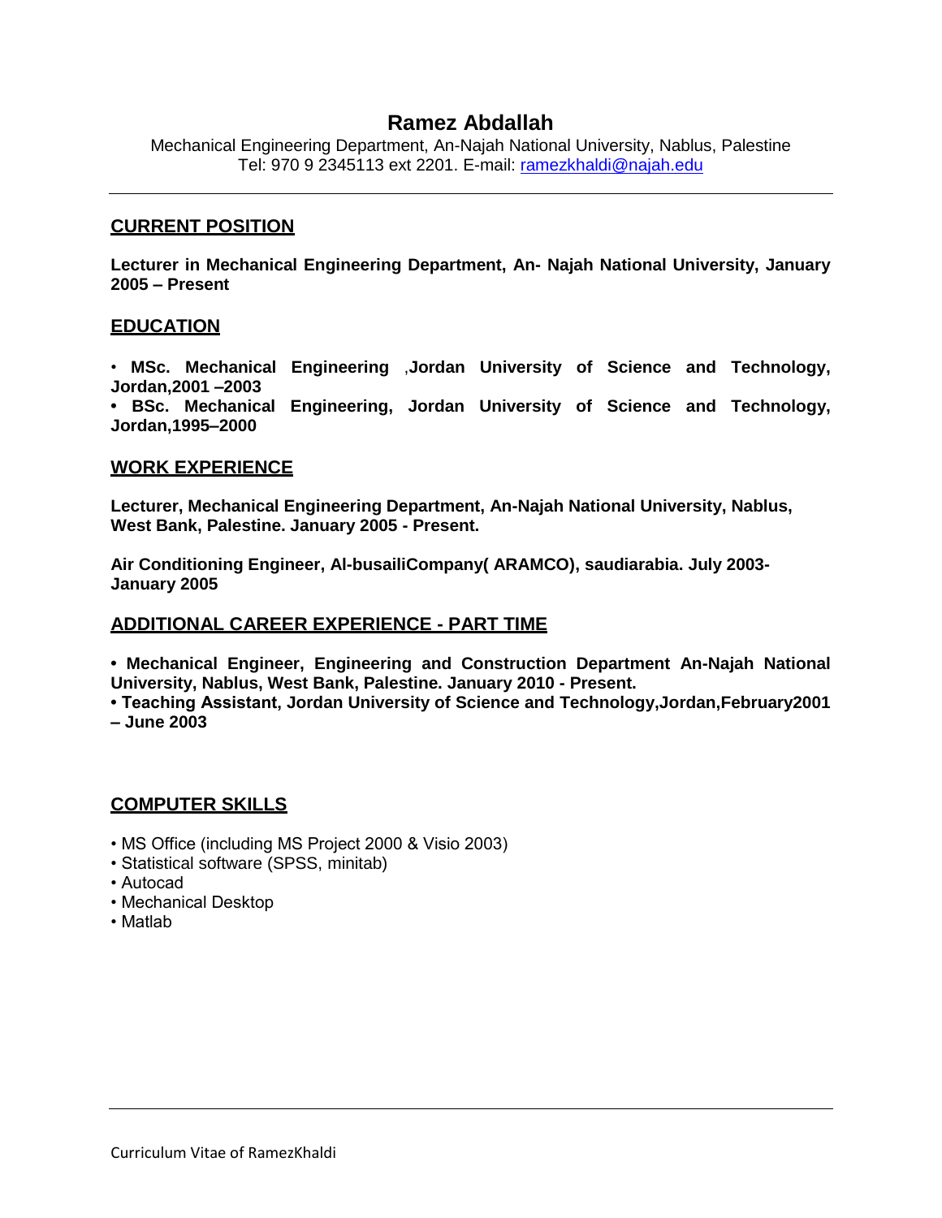# Ramez Abdallah

Mechanical Engineering Department, An-Najah National University, Nablus, Palestine
Tel: 970 9 2345113 ext 2201. E-mail: ramezkhaldi@najah.edu

---

## CURRENT POSITION

**Lecturer in Mechanical Engineering Department, An- Najah National University, January 2005 – Present**

## EDUCATION

- **MSc. Mechanical Engineering ,Jordan University of Science and Technology, Jordan,2001 –2003**
- **BSc. Mechanical Engineering, Jordan University of Science and Technology, Jordan,1995–2000**

## WORK EXPERIENCE

**Lecturer, Mechanical Engineering Department, An-Najah National University, Nablus, West Bank, Palestine. January 2005 - Present.**

**Air Conditioning Engineer, Al-busailiCompany( ARAMCO), saudiarabia. July 2003- January 2005**

## ADDITIONAL CAREER EXPERIENCE - PART TIME

- **Mechanical Engineer, Engineering and Construction Department An-Najah National University, Nablus, West Bank, Palestine. January 2010 - Present.**
- **Teaching Assistant, Jordan University of Science and Technology,Jordan,February2001 – June 2003**

## COMPUTER SKILLS

- MS Office (including MS Project 2000 & Visio 2003)
- Statistical software (SPSS, minitab)
- Autocad
- Mechanical Desktop
- Matlab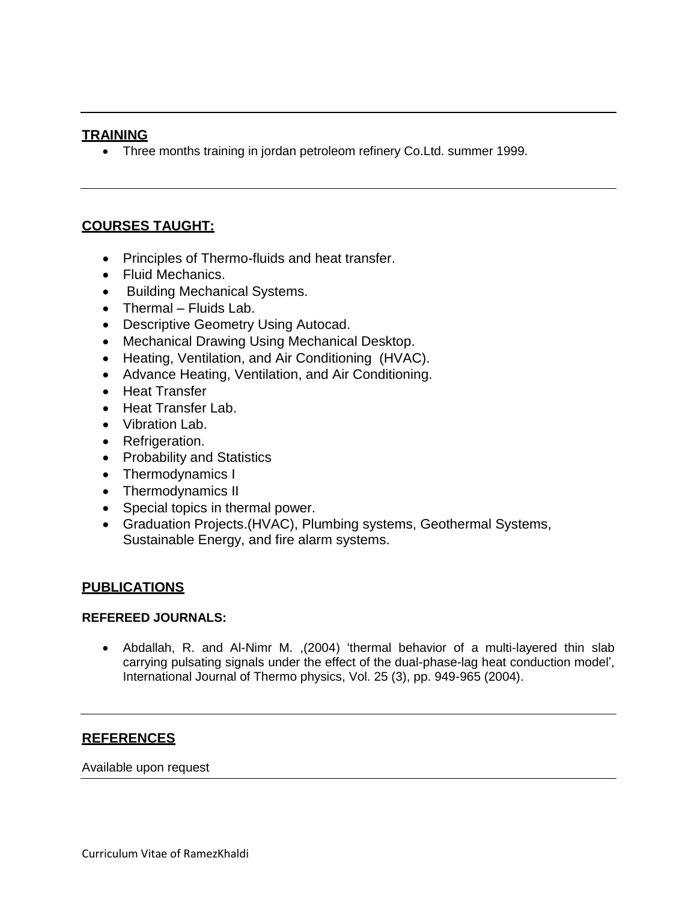## TRAINING

- Three months training in jordan petroleom refinery Co.Ltd. summer 1999.

---

## COURSES TAUGHT:

- Principles of Thermo-fluids and heat transfer.
- Fluid Mechanics.
- Building Mechanical Systems.
- Thermal – Fluids Lab.
- Descriptive Geometry Using Autocad.
- Mechanical Drawing Using Mechanical Desktop.
- Heating, Ventilation, and Air Conditioning (HVAC).
- Advance Heating, Ventilation, and Air Conditioning.
- Heat Transfer
- Heat Transfer Lab.
- Vibration Lab.
- Refrigeration.
- Probability and Statistics
- Thermodynamics I
- Thermodynamics II
- Special topics in thermal power.
- Graduation Projects.(HVAC), Plumbing systems, Geothermal Systems, Sustainable Energy, and fire alarm systems.

## PUBLICATIONS

### REFEREED JOURNALS:

- Abdallah, R. and Al-Nimr M. ,(2004) 'thermal behavior of a multi-layered thin slab carrying pulsating signals under the effect of the dual-phase-lag heat conduction model', International Journal of Thermo physics, Vol. 25 (3), pp. 949-965 (2004).

---

## REFERENCES

Available upon request